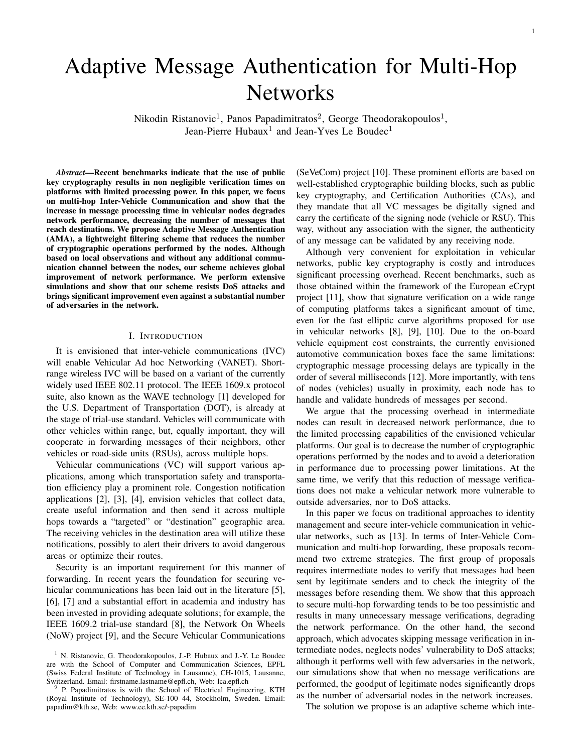# Adaptive Message Authentication for Multi-Hop Networks

Nikodin Ristanovic[1], Panos Papadimitratos[2], George Theodorakopoulos[1], Jean-Pierre Hubaux[1] and Jean-Yves Le Boudec[1]

***Abstract*—Recent benchmarks indicate that the use of public key cryptography results in non negligible verification times on platforms with limited processing power. In this paper, we focus on multi-hop Inter-Vehicle Communication and show that the increase in message processing time in vehicular nodes degrades network performance, decreasing the number of messages that reach destinations. We propose Adaptive Message Authentication (AMA), a lightweight filtering scheme that reduces the number of cryptographic operations performed by the nodes. Although based on local observations and without any additional communication channel between the nodes, our scheme achieves global improvement of network performance. We perform extensive simulations and show that our scheme resists DoS attacks and brings significant improvement even against a substantial number of adversaries in the network.**

## I. Introduction

It is envisioned that inter-vehicle communications (IVC) will enable Vehicular Ad hoc Networking (VANET). Short-range wireless IVC will be based on a variant of the currently widely used IEEE 802.11 protocol. The IEEE 1609.x protocol suite, also known as the WAVE technology [1] developed for the U.S. Department of Transportation (DOT), is already at the stage of trial-use standard. Vehicles will communicate with other vehicles within range, but, equally important, they will cooperate in forwarding messages of their neighbors, other vehicles or road-side units (RSUs), across multiple hops.

Vehicular communications (VC) will support various applications, among which transportation safety and transportation efficiency play a prominent role. Congestion notification applications [2], [3], [4], envision vehicles that collect data, create useful information and then send it across multiple hops towards a "targeted" or "destination" geographic area. The receiving vehicles in the destination area will utilize these notifications, possibly to alert their drivers to avoid dangerous areas or optimize their routes.

Security is an important requirement for this manner of forwarding. In recent years the foundation for securing vehicular communications has been laid out in the literature [5], [6], [7] and a substantial effort in academia and industry has been invested in providing adequate solutions; for example, the IEEE 1609.2 trial-use standard [8], the Network On Wheels (NoW) project [9], and the Secure Vehicular Communications (SeVeCom) project [10]. These prominent efforts are based on well-established cryptographic building blocks, such as public key cryptography, and Certification Authorities (CAs), and they mandate that all VC messages be digitally signed and carry the certificate of the signing node (vehicle or RSU). This way, without any association with the signer, the authenticity of any message can be validated by any receiving node.

Although very convenient for exploitation in vehicular networks, public key cryptography is costly and introduces significant processing overhead. Recent benchmarks, such as those obtained within the framework of the European eCrypt project [11], show that signature verification on a wide range of computing platforms takes a significant amount of time, even for the fast elliptic curve algorithms proposed for use in vehicular networks [8], [9], [10]. Due to the on-board vehicle equipment cost constraints, the currently envisioned automotive communication boxes face the same limitations: cryptographic message processing delays are typically in the order of several milliseconds [12]. More importantly, with tens of nodes (vehicles) usually in proximity, each node has to handle and validate hundreds of messages per second.

We argue that the processing overhead in intermediate nodes can result in decreased network performance, due to the limited processing capabilities of the envisioned vehicular platforms. Our goal is to decrease the number of cryptographic operations performed by the nodes and to avoid a deterioration in performance due to processing power limitations. At the same time, we verify that this reduction of message verifications does not make a vehicular network more vulnerable to outside adversaries, nor to DoS attacks.

In this paper we focus on traditional approaches to identity management and secure inter-vehicle communication in vehicular networks, such as [13]. In terms of Inter-Vehicle Communication and multi-hop forwarding, these proposals recommend two extreme strategies. The first group of proposals requires intermediate nodes to verify that messages had been sent by legitimate senders and to check the integrity of the messages before resending them. We show that this approach to secure multi-hop forwarding tends to be too pessimistic and results in many unnecessary message verifications, degrading the network performance. On the other hand, the second approach, which advocates skipping message verification in intermediate nodes, neglects nodes' vulnerability to DoS attacks; although it performs well with few adversaries in the network, our simulations show that when no message verifications are performed, the goodput of legitimate nodes significantly drops as the number of adversarial nodes in the network increases.

The solution we propose is an adaptive scheme which inte-

[1] N. Ristanovic, G. Theodorakopoulos, J.-P. Hubaux and J.-Y. Le Boudec are with the School of Computer and Communication Sciences, EPFL (Swiss Federal Institute of Technology in Lausanne), CH-1015, Lausanne, Switzerland. Email: firstname.lastname@epfl.ch, Web: lca.epfl.ch

[2] P. Papadimitratos is with the School of Electrical Engineering, KTH (Royal Institute of Technology), SE-100 44, Stockholm, Sweden. Email: papadim@kth.se, Web: www.ee.kth.se/~papadim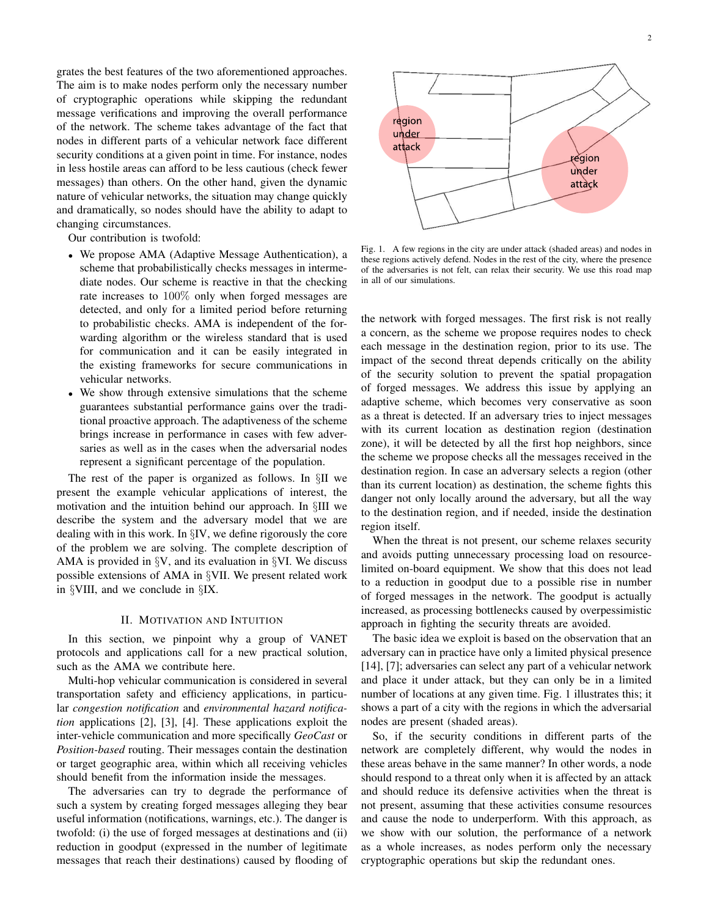grates the best features of the two aforementioned approaches. The aim is to make nodes perform only the necessary number of cryptographic operations while skipping the redundant message verifications and improving the overall performance of the network. The scheme takes advantage of the fact that nodes in different parts of a vehicular network face different security conditions at a given point in time. For instance, nodes in less hostile areas can afford to be less cautious (check fewer messages) than others. On the other hand, given the dynamic nature of vehicular networks, the situation may change quickly and dramatically, so nodes should have the ability to adapt to changing circumstances.

Our contribution is twofold:

- We propose AMA (Adaptive Message Authentication), a scheme that probabilistically checks messages in intermediate nodes. Our scheme is reactive in that the checking rate increases to $100\%$ only when forged messages are detected, and only for a limited period before returning to probabilistic checks. AMA is independent of the forwarding algorithm or the wireless standard that is used for communication and it can be easily integrated in the existing frameworks for secure communications in vehicular networks.
- We show through extensive simulations that the scheme guarantees substantial performance gains over the traditional proactive approach. The adaptiveness of the scheme brings increase in performance in cases with few adversaries as well as in the cases when the adversarial nodes represent a significant percentage of the population.

The rest of the paper is organized as follows. In §II we present the example vehicular applications of interest, the motivation and the intuition behind our approach. In §III we describe the system and the adversary model that we are dealing with in this work. In §IV, we define rigorously the core of the problem we are solving. The complete description of AMA is provided in §V, and its evaluation in §VI. We discuss possible extensions of AMA in §VII. We present related work in §VIII, and we conclude in §IX.

## II. Motivation and Intuition

In this section, we pinpoint why a group of VANET protocols and applications call for a new practical solution, such as the AMA we contribute here.

Multi-hop vehicular communication is considered in several transportation safety and efficiency applications, in particular *congestion notification* and *environmental hazard notification* applications [2], [3], [4]. These applications exploit the inter-vehicle communication and more specifically *GeoCast* or *Position-based* routing. Their messages contain the destination or target geographic area, within which all receiving vehicles should benefit from the information inside the messages.

The adversaries can try to degrade the performance of such a system by creating forged messages alleging they bear useful information (notifications, warnings, etc.). The danger is twofold: (i) the use of forged messages at destinations and (ii) reduction in goodput (expressed in the number of legitimate messages that reach their destinations) caused by flooding of the network with forged messages. The first risk is not really a concern, as the scheme we propose requires nodes to check each message in the destination region, prior to its use. The impact of the second threat depends critically on the ability of the security solution to prevent the spatial propagation of forged messages. We address this issue by applying an adaptive scheme, which becomes very conservative as soon as a threat is detected. If an adversary tries to inject messages with its current location as destination region (destination zone), it will be detected by all the first hop neighbors, since the scheme we propose checks all the messages received in the destination region. In case an adversary selects a region (other than its current location) as destination, the scheme fights this danger not only locally around the adversary, but all the way to the destination region, and if needed, inside the destination region itself.

Fig. 1. A few regions in the city are under attack (shaded areas) and nodes in these regions actively defend. Nodes in the rest of the city, where the presence of the adversaries is not felt, can relax their security. We use this road map in all of our simulations.

When the threat is not present, our scheme relaxes security and avoids putting unnecessary processing load on resource-limited on-board equipment. We show that this does not lead to a reduction in goodput due to a possible rise in number of forged messages in the network. The goodput is actually increased, as processing bottlenecks caused by overpessimistic approach in fighting the security threats are avoided.

The basic idea we exploit is based on the observation that an adversary can in practice have only a limited physical presence [14], [7]; adversaries can select any part of a vehicular network and place it under attack, but they can only be in a limited number of locations at any given time. Fig. 1 illustrates this; it shows a part of a city with the regions in which the adversarial nodes are present (shaded areas).

So, if the security conditions in different parts of the network are completely different, why would the nodes in these areas behave in the same manner? In other words, a node should respond to a threat only when it is affected by an attack and should reduce its defensive activities when the threat is not present, assuming that these activities consume resources and cause the node to underperform. With this approach, as we show with our solution, the performance of a network as a whole increases, as nodes perform only the necessary cryptographic operations but skip the redundant ones.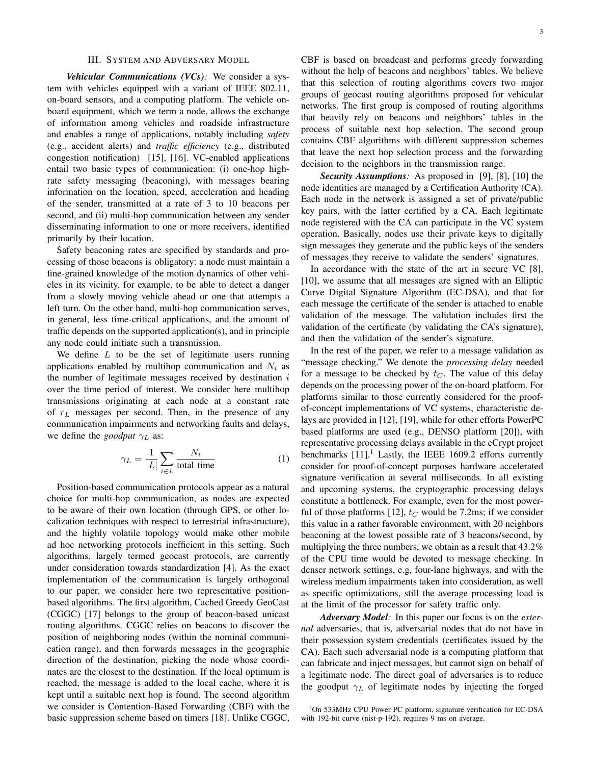## III. System and Adversary Model

***Vehicular Communications (VCs):*** We consider a system with vehicles equipped with a variant of IEEE 802.11, on-board sensors, and a computing platform. The vehicle on-board equipment, which we term a node, allows the exchange of information among vehicles and roadside infrastructure and enables a range of applications, notably including *safety* (e.g., accident alerts) and *traffic efficiency* (e.g., distributed congestion notification) [15], [16]. VC-enabled applications entail two basic types of communication: (i) one-hop high-rate safety messaging (beaconing), with messages bearing information on the location, speed, acceleration and heading of the sender, transmitted at a rate of 3 to 10 beacons per second, and (ii) multi-hop communication between any sender disseminating information to one or more receivers, identified primarily by their location.

Safety beaconing rates are specified by standards and processing of those beacons is obligatory: a node must maintain a fine-grained knowledge of the motion dynamics of other vehicles in its vicinity, for example, to be able to detect a danger from a slowly moving vehicle ahead or one that attempts a left turn. On the other hand, multi-hop communication serves, in general, less time-critical applications, and the amount of traffic depends on the supported application(s), and in principle any node could initiate such a transmission.

We define $L$ to be the set of legitimate users running applications enabled by multihop communication and $N_i$ as the number of legitimate messages received by destination $i$ over the time period of interest. We consider here multihop transmissions originating at each node at a constant rate of $r_L$ messages per second. Then, in the presence of any communication impairments and networking faults and delays, we define the *goodput* $\gamma_L$ as:

$$\gamma_L = \frac{1}{|L|} \sum_{i \in L} \frac{N_i}{\text{total time}} \tag{1}$$

Position-based communication protocols appear as a natural choice for multi-hop communication, as nodes are expected to be aware of their own location (through GPS, or other localization techniques with respect to terrestrial infrastructure), and the highly volatile topology would make other mobile ad hoc networking protocols inefficient in this setting. Such algorithms, largely termed geocast protocols, are currently under consideration towards standardization [4]. As the exact implementation of the communication is largely orthogonal to our paper, we consider here two representative position-based algorithms. The first algorithm, Cached Greedy GeoCast (CGGC) [17] belongs to the group of beacon-based unicast routing algorithms. CGGC relies on beacons to discover the position of neighboring nodes (within the nominal communication range), and then forwards messages in the geographic direction of the destination, picking the node whose coordinates are the closest to the destination. If the local optimum is reached, the message is added to the local cache, where it is kept until a suitable next hop is found. The second algorithm we consider is Contention-Based Forwarding (CBF) with the basic suppression scheme based on timers [18]. Unlike CGGC, CBF is based on broadcast and performs greedy forwarding without the help of beacons and neighbors' tables. We believe that this selection of routing algorithms covers two major groups of geocast routing algorithms proposed for vehicular networks. The first group is composed of routing algorithms that heavily rely on beacons and neighbors' tables in the process of suitable next hop selection. The second group contains CBF algorithms with different suppression schemes that leave the next hop selection process and the forwarding decision to the neighbors in the transmission range.

***Security Assumptions:*** As proposed in [9], [8], [10] the node identities are managed by a Certification Authority (CA). Each node in the network is assigned a set of private/public key pairs, with the latter certified by a CA. Each legitimate node registered with the CA can participate in the VC system operation. Basically, nodes use their private keys to digitally sign messages they generate and the public keys of the senders of messages they receive to validate the senders' signatures.

In accordance with the state of the art in secure VC [8], [10], we assume that all messages are signed with an Elliptic Curve Digital Signature Algorithm (EC-DSA), and that for each message the certificate of the sender is attached to enable validation of the message. The validation includes first the validation of the certificate (by validating the CA's signature), and then the validation of the sender's signature.

In the rest of the paper, we refer to a message validation as "message checking." We denote the *processing delay* needed for a message to be checked by $t_C$. The value of this delay depends on the processing power of the on-board platform. For platforms similar to those currently considered for the proof-of-concept implementations of VC systems, characteristic delays are provided in [12], [19], while for other efforts PowerPC based platforms are used (e.g., DENSO platform [20]), with representative processing delays available in the eCrypt project benchmarks [11].[1] Lastly, the IEEE 1609.2 efforts currently consider for proof-of-concept purposes hardware accelerated signature verification at several milliseconds. In all existing and upcoming systems, the cryptographic processing delays constitute a bottleneck. For example, even for the most powerful of those platforms [12], $t_C$ would be 7.2ms; if we consider this value in a rather favorable environment, with 20 neighbors beaconing at the lowest possible rate of 3 beacons/second, by multiplying the three numbers, we obtain as a result that 43.2% of the CPU time would be devoted to message checking. In denser network settings, e.g, four-lane highways, and with the wireless medium impairments taken into consideration, as well as specific optimizations, still the average processing load is at the limit of the processor for safety traffic only.

***Adversary Model:*** In this paper our focus is on the *external* adversaries, that is, adversarial nodes that do not have in their possession system credentials (certificates issued by the CA). Each such adversarial node is a computing platform that can fabricate and inject messages, but cannot sign on behalf of a legitimate node. The direct goal of adversaries is to reduce the goodput $\gamma_L$ of legitimate nodes by injecting the forged

[1] On 533MHz CPU Power PC platform, signature verification for EC-DSA with 192-bit curve (nist-p-192), requires 9 ms on average.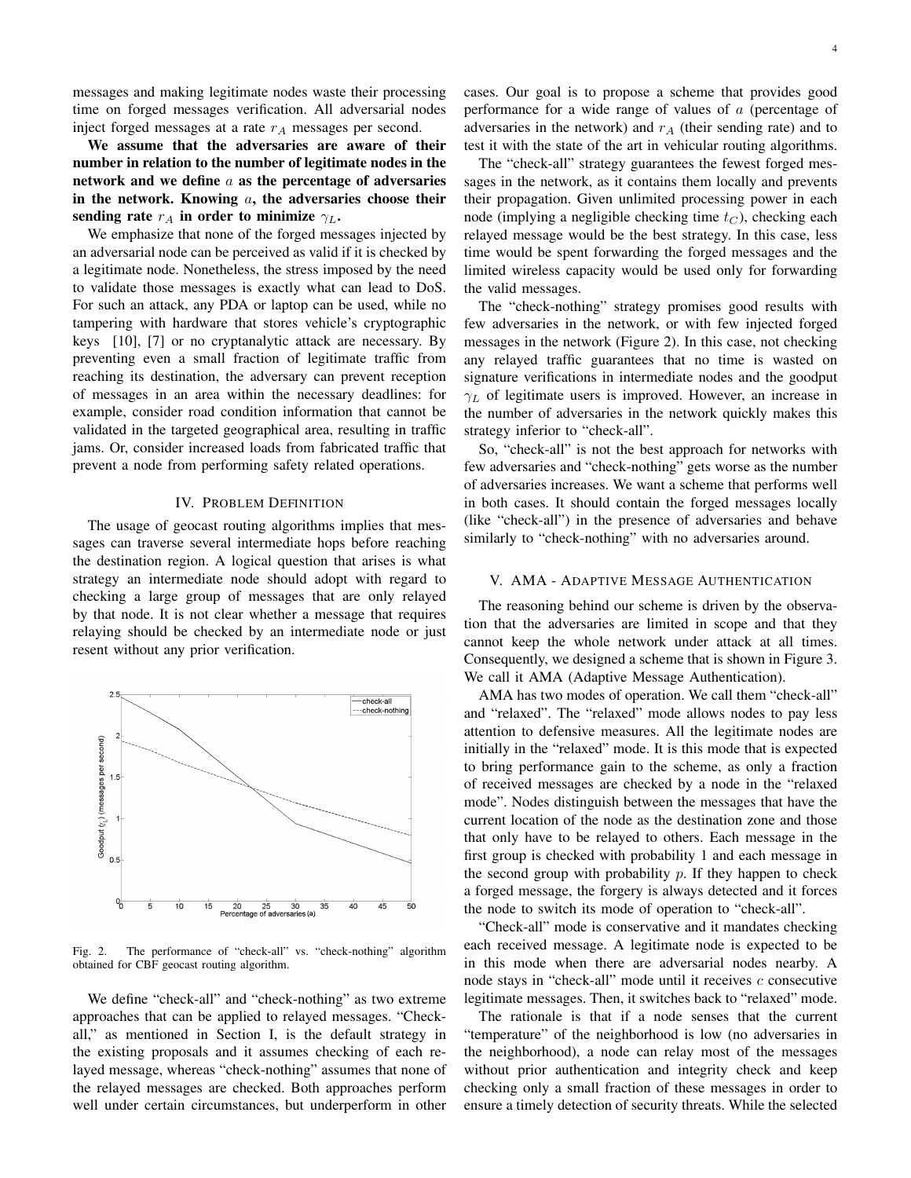messages and making legitimate nodes waste their processing time on forged messages verification. All adversarial nodes inject forged messages at a rate $r_A$ messages per second.

**We assume that the adversaries are aware of their number in relation to the number of legitimate nodes in the network and we define $a$ as the percentage of adversaries in the network. Knowing $a$, the adversaries choose their sending rate $r_A$ in order to minimize $\gamma_L$.**

We emphasize that none of the forged messages injected by an adversarial node can be perceived as valid if it is checked by a legitimate node. Nonetheless, the stress imposed by the need to validate those messages is exactly what can lead to DoS. For such an attack, any PDA or laptop can be used, while no tampering with hardware that stores vehicle's cryptographic keys [10], [7] or no cryptanalytic attack are necessary. By preventing even a small fraction of legitimate traffic from reaching its destination, the adversary can prevent reception of messages in an area within the necessary deadlines: for example, consider road condition information that cannot be validated in the targeted geographical area, resulting in traffic jams. Or, consider increased loads from fabricated traffic that prevent a node from performing safety related operations.

## IV. Problem Definition

The usage of geocast routing algorithms implies that messages can traverse several intermediate hops before reaching the destination region. A logical question that arises is what strategy an intermediate node should adopt with regard to checking a large group of messages that are only relayed by that node. It is not clear whether a message that requires relaying should be checked by an intermediate node or just resent without any prior verification.

Fig. 2. The performance of "check-all" vs. "check-nothing" algorithm obtained for CBF geocast routing algorithm.

We define "check-all" and "check-nothing" as two extreme approaches that can be applied to relayed messages. "Check-all," as mentioned in Section I, is the default strategy in the existing proposals and it assumes checking of each relayed message, whereas "check-nothing" assumes that none of the relayed messages are checked. Both approaches perform well under certain circumstances, but underperform in other cases. Our goal is to propose a scheme that provides good performance for a wide range of values of $a$ (percentage of adversaries in the network) and $r_A$ (their sending rate) and to test it with the state of the art in vehicular routing algorithms.

The "check-all" strategy guarantees the fewest forged messages in the network, as it contains them locally and prevents their propagation. Given unlimited processing power in each node (implying a negligible checking time $t_C$), checking each relayed message would be the best strategy. In this case, less time would be spent forwarding the forged messages and the limited wireless capacity would be used only for forwarding the valid messages.

The "check-nothing" strategy promises good results with few adversaries in the network, or with few injected forged messages in the network (Figure 2). In this case, not checking any relayed traffic guarantees that no time is wasted on signature verifications in intermediate nodes and the goodput $\gamma_L$ of legitimate users is improved. However, an increase in the number of adversaries in the network quickly makes this strategy inferior to "check-all".

So, "check-all" is not the best approach for networks with few adversaries and "check-nothing" gets worse as the number of adversaries increases. We want a scheme that performs well in both cases. It should contain the forged messages locally (like "check-all") in the presence of adversaries and behave similarly to "check-nothing" with no adversaries around.

## V. AMA - Adaptive Message Authentication

The reasoning behind our scheme is driven by the observation that the adversaries are limited in scope and that they cannot keep the whole network under attack at all times. Consequently, we designed a scheme that is shown in Figure 3. We call it AMA (Adaptive Message Authentication).

AMA has two modes of operation. We call them "check-all" and "relaxed". The "relaxed" mode allows nodes to pay less attention to defensive measures. All the legitimate nodes are initially in the "relaxed" mode. It is this mode that is expected to bring performance gain to the scheme, as only a fraction of received messages are checked by a node in the "relaxed mode". Nodes distinguish between the messages that have the current location of the node as the destination zone and those that only have to be relayed to others. Each message in the first group is checked with probability 1 and each message in the second group with probability $p$. If they happen to check a forged message, the forgery is always detected and it forces the node to switch its mode of operation to "check-all".

"Check-all" mode is conservative and it mandates checking each received message. A legitimate node is expected to be in this mode when there are adversarial nodes nearby. A node stays in "check-all" mode until it receives $c$ consecutive legitimate messages. Then, it switches back to "relaxed" mode.

The rationale is that if a node senses that the current "temperature" of the neighborhood is low (no adversaries in the neighborhood), a node can relay most of the messages without prior authentication and integrity check and keep checking only a small fraction of these messages in order to ensure a timely detection of security threats. While the selected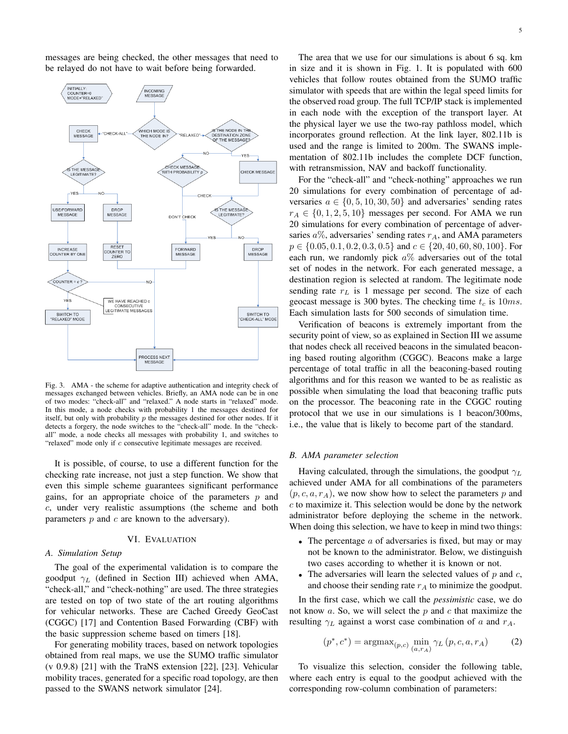messages are being checked, the other messages that need to be relayed do not have to wait before being forwarded.

Fig. 3. AMA - the scheme for adaptive authentication and integrity check of messages exchanged between vehicles. Briefly, an AMA node can be in one of two modes: "check-all" and "relaxed." A node starts in "relaxed" mode. In this mode, a node checks with probability 1 the messages destined for itself, but only with probability $p$ the messages destined for other nodes. If it detects a forgery, the node switches to the "check-all" mode. In the "check-all" mode, a node checks all messages with probability 1, and switches to "relaxed" mode only if $c$ consecutive legitimate messages are received.

It is possible, of course, to use a different function for the checking rate increase, not just a step function. We show that even this simple scheme guarantees significant performance gains, for an appropriate choice of the parameters $p$ and $c$, under very realistic assumptions (the scheme and both parameters $p$ and $c$ are known to the adversary).

## VI. Evaluation

### A. Simulation Setup

The goal of the experimental validation is to compare the goodput $\gamma_L$ (defined in Section III) achieved when AMA, "check-all," and "check-nothing" are used. The three strategies are tested on top of two state of the art routing algorithms for vehicular networks. These are Cached Greedy GeoCast (CGGC) [17] and Contention Based Forwarding (CBF) with the basic suppression scheme based on timers [18].

For generating mobility traces, based on network topologies obtained from real maps, we use the SUMO traffic simulator (v 0.9.8) [21] with the TraNS extension [22], [23]. Vehicular mobility traces, generated for a specific road topology, are then passed to the SWANS network simulator [24].

The area that we use for our simulations is about 6 sq. km in size and it is shown in Fig. 1. It is populated with 600 vehicles that follow routes obtained from the SUMO traffic simulator with speeds that are within the legal speed limits for the observed road group. The full TCP/IP stack is implemented in each node with the exception of the transport layer. At the physical layer we use the two-ray pathloss model, which incorporates ground reflection. At the link layer, 802.11b is used and the range is limited to 200m. The SWANS implementation of 802.11b includes the complete DCF function, with retransmission, NAV and backoff functionality.

For the "check-all" and "check-nothing" approaches we run 20 simulations for every combination of percentage of adversaries $a \in \{0, 5, 10, 30, 50\}$ and adversaries' sending rates $r_A \in \{0, 1, 2, 5, 10\}$ messages per second. For AMA we run 20 simulations for every combination of percentage of adversaries $a\%$, adversaries' sending rates $r_A$, and AMA parameters $p \in \{0.05, 0.1, 0.2, 0.3, 0.5\}$ and $c \in \{20, 40, 60, 80, 100\}$. For each run, we randomly pick $a\%$ adversaries out of the total set of nodes in the network. For each generated message, a destination region is selected at random. The legitimate node sending rate $r_L$ is 1 message per second. The size of each geocast message is 300 bytes. The checking time $t_c$ is $10ms$. Each simulation lasts for 500 seconds of simulation time.

Verification of beacons is extremely important from the security point of view, so as explained in Section III we assume that nodes check all received beacons in the simulated beaconing based routing algorithm (CGGC). Beacons make a large percentage of total traffic in all the beaconing-based routing algorithms and for this reason we wanted to be as realistic as possible when simulating the load that beaconing traffic puts on the processor. The beaconing rate in the CGGC routing protocol that we use in our simulations is 1 beacon/300ms, i.e., the value that is likely to become part of the standard.

### B. AMA parameter selection

Having calculated, through the simulations, the goodput $\gamma_L$ achieved under AMA for all combinations of the parameters $(p, c, a, r_A)$, we now show how to select the parameters $p$ and $c$ to maximize it. This selection would be done by the network administrator before deploying the scheme in the network. When doing this selection, we have to keep in mind two things:

- The percentage $a$ of adversaries is fixed, but may or may not be known to the administrator. Below, we distinguish two cases according to whether it is known or not.
- The adversaries will learn the selected values of $p$ and $c$, and choose their sending rate $r_A$ to minimize the goodput.

In the first case, which we call the *pessimistic* case, we do not know $a$. So, we will select the $p$ and $c$ that maximize the resulting $\gamma_L$ against a worst case combination of $a$ and $r_A$.

$$(p^*, c^*) = \text{argmax}_{(p,c)} \min_{(a,r_A)} \gamma_L\,(p, c, a, r_A) \qquad (2)$$

To visualize this selection, consider the following table, where each entry is equal to the goodput achieved with the corresponding row-column combination of parameters: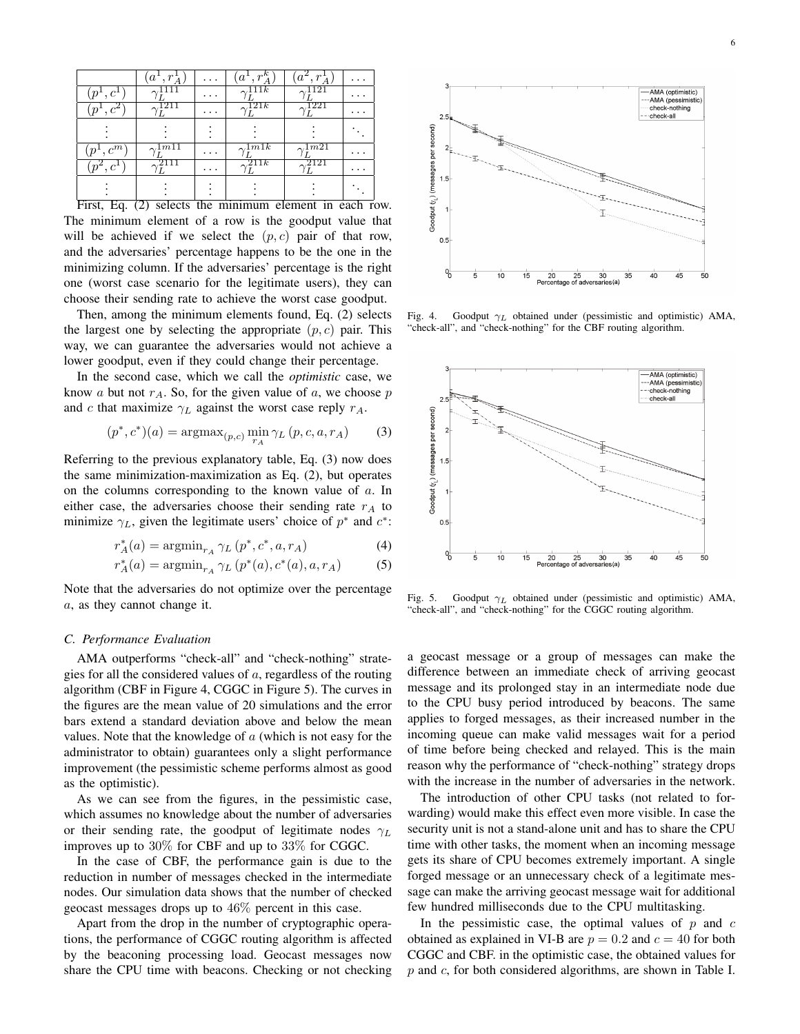|  | $(a^1, r_A^1)$ | $\ldots$ | $(a^1, r_A^k)$ | $(a^2, r_A^1)$ | $\ldots$ |
|---|---|---|---|---|---|
| $(p^1, c^1)$ | $\gamma_L^{1111}$ | $\ldots$ | $\gamma_L^{111k}$ | $\gamma_L^{1121}$ | $\ldots$ |
| $(p^1, c^2)$ | $\gamma_L^{1211}$ | $\ldots$ | $\gamma_L^{121k}$ | $\gamma_L^{1221}$ | $\ldots$ |
| $\vdots$ | $\vdots$ | $\vdots$ | $\vdots$ | $\vdots$ | $\ddots$ |
| $(p^1, c^m)$ | $\gamma_L^{1m11}$ | $\ldots$ | $\gamma_L^{1m1k}$ | $\gamma_L^{1m21}$ | $\ldots$ |
| $(p^2, c^1)$ | $\gamma_L^{2111}$ | $\ldots$ | $\gamma_L^{211k}$ | $\gamma_L^{2121}$ | $\ldots$ |
| $\vdots$ | $\vdots$ | $\vdots$ | $\vdots$ | $\vdots$ | $\ddots$ |

First, Eq. (2) selects the minimum element in each row. The minimum element of a row is the goodput value that will be achieved if we select the $(p, c)$ pair of that row, and the adversaries' percentage happens to be the one in the minimizing column. If the adversaries' percentage is the right one (worst case scenario for the legitimate users), they can choose their sending rate to achieve the worst case goodput.

Then, among the minimum elements found, Eq. (2) selects the largest one by selecting the appropriate $(p, c)$ pair. This way, we can guarantee the adversaries would not achieve a lower goodput, even if they could change their percentage.

In the second case, which we call the *optimistic* case, we know $a$ but not $r_A$. So, for the given value of $a$, we choose $p$ and $c$ that maximize $\gamma_L$ against the worst case reply $r_A$.

$$(p^*, c^*)(a) = \operatorname{argmax}_{(p,c)} \min_{r_A} \gamma_L (p, c, a, r_A) \tag{3}$$

Referring to the previous explanatory table, Eq. (3) now does the same minimization-maximization as Eq. (2), but operates on the columns corresponding to the known value of $a$. In either case, the adversaries choose their sending rate $r_A$ to minimize $\gamma_L$, given the legitimate users' choice of $p^*$ and $c^*$:

$$r_A^*(a) = \operatorname{argmin}_{r_A} \gamma_L (p^*, c^*, a, r_A) \tag{4}$$

$$r_A^*(a) = \operatorname{argmin}_{r_A} \gamma_L (p^*(a), c^*(a), a, r_A) \tag{5}$$

Note that the adversaries do not optimize over the percentage $a$, as they cannot change it.

### C. Performance Evaluation

AMA outperforms "check-all" and "check-nothing" strategies for all the considered values of $a$, regardless of the routing algorithm (CBF in Figure 4, CGGC in Figure 5). The curves in the figures are the mean value of 20 simulations and the error bars extend a standard deviation above and below the mean values. Note that the knowledge of $a$ (which is not easy for the administrator to obtain) guarantees only a slight performance improvement (the pessimistic scheme performs almost as good as the optimistic).

As we can see from the figures, in the pessimistic case, which assumes no knowledge about the number of adversaries or their sending rate, the goodput of legitimate nodes $\gamma_L$ improves up to $30\%$ for CBF and up to $33\%$ for CGGC.

In the case of CBF, the performance gain is due to the reduction in number of messages checked in the intermediate nodes. Our simulation data shows that the number of checked geocast messages drops up to $46\%$ percent in this case.

Apart from the drop in the number of cryptographic operations, the performance of CGGC routing algorithm is affected by the beaconing processing load. Geocast messages now share the CPU time with beacons. Checking or not checking

Fig. 4. Goodput $\gamma_L$ obtained under (pessimistic and optimistic) AMA, "check-all", and "check-nothing" for the CBF routing algorithm.

Fig. 5. Goodput $\gamma_L$ obtained under (pessimistic and optimistic) AMA, "check-all", and "check-nothing" for the CGGC routing algorithm.

a geocast message or a group of messages can make the difference between an immediate check of arriving geocast message and its prolonged stay in an intermediate node due to the CPU busy period introduced by beacons. The same applies to forged messages, as their increased number in the incoming queue can make valid messages wait for a period of time before being checked and relayed. This is the main reason why the performance of "check-nothing" strategy drops with the increase in the number of adversaries in the network.

The introduction of other CPU tasks (not related to forwarding) would make this effect even more visible. In case the security unit is not a stand-alone unit and has to share the CPU time with other tasks, the moment when an incoming message gets its share of CPU becomes extremely important. A single forged message or an unnecessary check of a legitimate message can make the arriving geocast message wait for additional few hundred milliseconds due to the CPU multitasking.

In the pessimistic case, the optimal values of $p$ and $c$ obtained as explained in VI-B are $p = 0.2$ and $c = 40$ for both CGGC and CBF. in the optimistic case, the obtained values for $p$ and $c$, for both considered algorithms, are shown in Table I.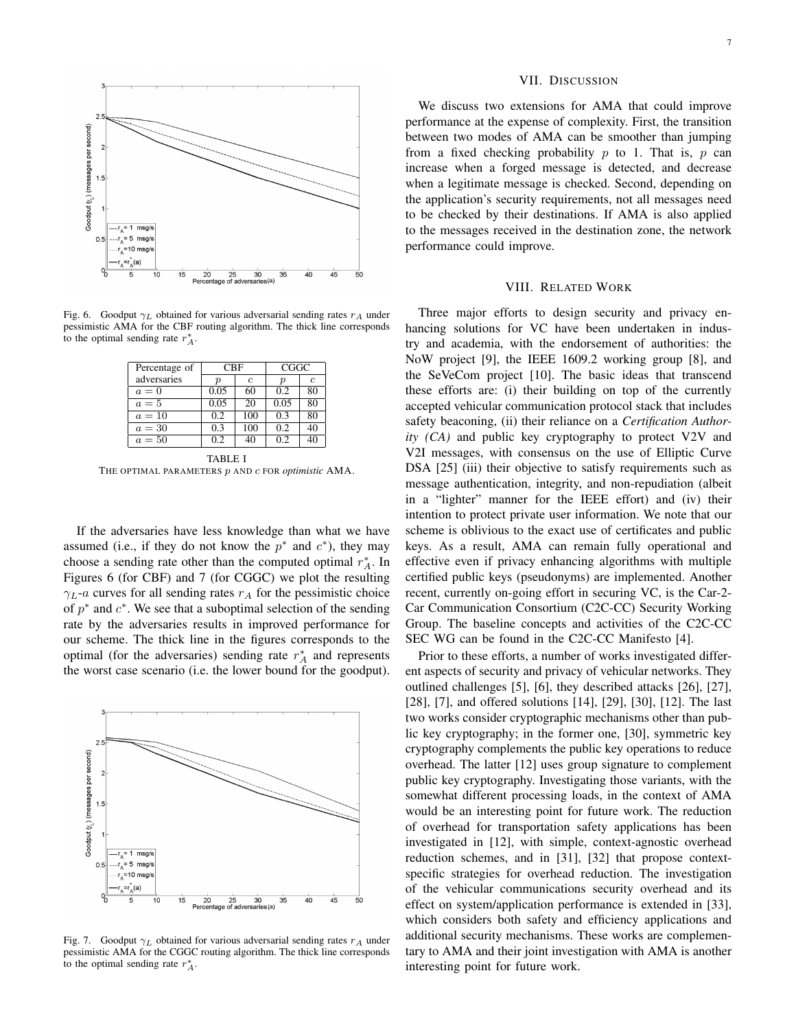Fig. 6. Goodput $\gamma_L$ obtained for various adversarial sending rates $r_A$ under pessimistic AMA for the CBF routing algorithm. The thick line corresponds to the optimal sending rate $r_A^*$.

| Percentage of adversaries | CBF | | CGGC | |
|---|---|---|---|---|
| | $p$ | $c$ | $p$ | $c$ |
| $a = 0$ | 0.05 | 60 | 0.2 | 80 |
| $a = 5$ | 0.05 | 20 | 0.05 | 80 |
| $a = 10$ | 0.2 | 100 | 0.3 | 80 |
| $a = 30$ | 0.3 | 100 | 0.2 | 40 |
| $a = 50$ | 0.2 | 40 | 0.2 | 40 |

TABLE I
THE OPTIMAL PARAMETERS $p$ AND $c$ FOR *optimistic* AMA.

If the adversaries have less knowledge than what we have assumed (i.e., if they do not know the $p^*$ and $c^*$), they may choose a sending rate other than the computed optimal $r_A^*$. In Figures 6 (for CBF) and 7 (for CGGC) we plot the resulting $\gamma_L$-$a$ curves for all sending rates $r_A$ for the pessimistic choice of $p^*$ and $c^*$. We see that a suboptimal selection of the sending rate by the adversaries results in improved performance for our scheme. The thick line in the figures corresponds to the optimal (for the adversaries) sending rate $r_A^*$ and represents the worst case scenario (i.e. the lower bound for the goodput).

Fig. 7. Goodput $\gamma_L$ obtained for various adversarial sending rates $r_A$ under pessimistic AMA for the CGGC routing algorithm. The thick line corresponds to the optimal sending rate $r_A^*$.

## VII. DISCUSSION

We discuss two extensions for AMA that could improve performance at the expense of complexity. First, the transition between two modes of AMA can be smoother than jumping from a fixed checking probability $p$ to 1. That is, $p$ can increase when a forged message is detected, and decrease when a legitimate message is checked. Second, depending on the application's security requirements, not all messages need to be checked by their destinations. If AMA is also applied to the messages received in the destination zone, the network performance could improve.

## VIII. RELATED WORK

Three major efforts to design security and privacy enhancing solutions for VC have been undertaken in industry and academia, with the endorsement of authorities: the NoW project [9], the IEEE 1609.2 working group [8], and the SeVeCom project [10]. The basic ideas that transcend these efforts are: (i) their building on top of the currently accepted vehicular communication protocol stack that includes safety beaconing, (ii) their reliance on a *Certification Authority (CA)* and public key cryptography to protect V2V and V2I messages, with consensus on the use of Elliptic Curve DSA [25] (iii) their objective to satisfy requirements such as message authentication, integrity, and non-repudiation (albeit in a "lighter" manner for the IEEE effort) and (iv) their intention to protect private user information. We note that our scheme is oblivious to the exact use of certificates and public keys. As a result, AMA can remain fully operational and effective even if privacy enhancing algorithms with multiple certified public keys (pseudonyms) are implemented. Another recent, currently on-going effort in securing VC, is the Car-2-Car Communication Consortium (C2C-CC) Security Working Group. The baseline concepts and activities of the C2C-CC SEC WG can be found in the C2C-CC Manifesto [4].

Prior to these efforts, a number of works investigated different aspects of security and privacy of vehicular networks. They outlined challenges [5], [6], they described attacks [26], [27], [28], [7], and offered solutions [14], [29], [30], [12]. The last two works consider cryptographic mechanisms other than public key cryptography; in the former one, [30], symmetric key cryptography complements the public key operations to reduce overhead. The latter [12] uses group signature to complement public key cryptography. Investigating those variants, with the somewhat different processing loads, in the context of AMA would be an interesting point for future work. The reduction of overhead for transportation safety applications has been investigated in [12], with simple, context-agnostic overhead reduction schemes, and in [31], [32] that propose context-specific strategies for overhead reduction. The investigation of the vehicular communications security overhead and its effect on system/application performance is extended in [33], which considers both safety and efficiency applications and additional security mechanisms. These works are complementary to AMA and their joint investigation with AMA is another interesting point for future work.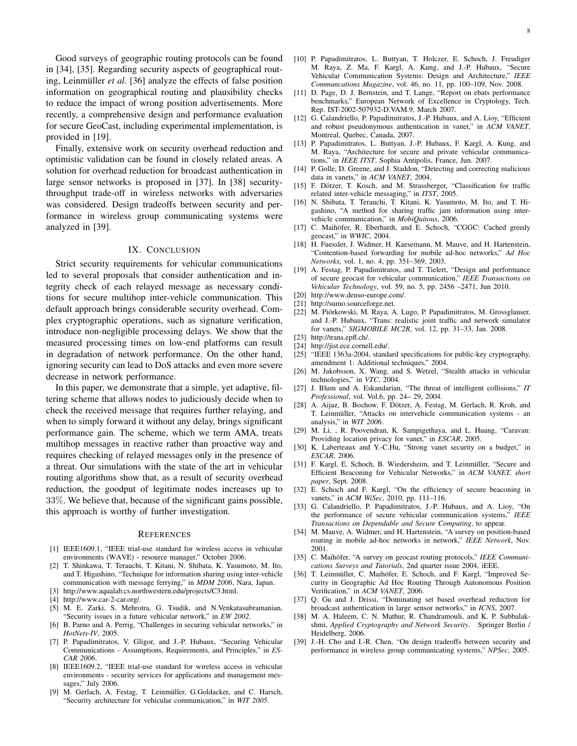Good surveys of geographic routing protocols can be found in [34], [35]. Regarding security aspects of geographical routing, Leinmüller *et al.* [36] analyze the effects of false position information on geographical routing and plausibility checks to reduce the impact of wrong position advertisements. More recently, a comprehensive design and performance evaluation for secure GeoCast, including experimental implementation, is provided in [19].

Finally, extensive work on security overhead reduction and optimistic validation can be found in closely related areas. A solution for overhead reduction for broadcast authentication in large sensor networks is proposed in [37]. In [38] security-throughput trade-off in wireless networks with adversaries was considered. Design tradeoffs between security and performance in wireless group communicating systems were analyzed in [39].

## IX. Conclusion

Strict security requirements for vehicular communications led to several proposals that consider authentication and integrity check of each relayed message as necessary conditions for secure multihop inter-vehicle communication. This default approach brings considerable security overhead. Complex cryptographic operations, such as signature verification, introduce non-negligible processing delays. We show that the measured processing times on low-end platforms can result in degradation of network performance. On the other hand, ignoring security can lead to DoS attacks and even more severe decrease in network performance.

In this paper, we demonstrate that a simple, yet adaptive, filtering scheme that allows nodes to judiciously decide when to check the received message that requires further relaying, and when to simply forward it without any delay, brings significant performance gain. The scheme, which we term AMA, treats multihop messages in reactive rather than proactive way and requires checking of relayed messages only in the presence of a threat. Our simulations with the state of the art in vehicular routing algorithms show that, as a result of security overhead reduction, the goodput of legitimate nodes increases up to $33\%$. We believe that, because of the significant gains possible, this approach is worthy of further investigation.

## References

[1] IEEE1609.1, "IEEE trial-use standard for wireless access in vehicular environments (WAVE) - resource manager," October 2006.

[2] T. Shinkawa, T. Terauchi, T. Kitani, N. Shibata, K. Yasumoto, M. Ito, and T. Higashino, "Technique for information sharing using inter-vehicle communication with message ferrying," in *MDM 2006*, Nara, Japan.

[3] http://www.aqualab.cs.northwestern.edu/projects/C3.html.

[4] http://www.car-2-car.org/.

[5] M. E. Zarki, S. Mehrotra, G. Tsudik, and N.Venkatasubramanian, "Security issues in a future vehicular network," in *EW 2002*.

[6] B. Parno and A. Perrig, "Challenges in securing vehicular networks," in *HotNets-IV*, 2005.

[7] P. Papadimitratos, V. Gligor, and J.-P. Hubaux, "Securing Vehicular Communications - Assumptions, Requirements, and Principles," in *ESCAR 2006*.

[8] IEEE1609.2, "IEEE trial-use standard for wireless access in vehicular environments - security services for applications and management messages," July 2006.

[9] M. Gerlach, A. Festag, T. Leinmüller, G.Goldacker, and C. Harsch, "Security architecture for vehicular communication," in *WIT 2005*.

[10] P. Papadimitratos, L. Buttyan, T. Holczer, E. Schoch, J. Freudiger M. Raya, Z. Ma, F. Kargl, A. Kung, and J.-P. Hubaux, "Secure Vehicular Communication Systems: Design and Architecture," *IEEE Communcations Magazine*, vol. 46, no. 11, pp. 100–109, Nov. 2008.

[11] D. Page, D. J. Bernstein, and T. Lange, "Report on ebats performance benchmarks," European Network of Excellence in Cryptology, Tech. Rep. IST-2002-507932-D.VAM.9, March 2007.

[12] G. Calandriello, P. Papadimitratos, J.-P. Hubaux, and A. Lioy, "Efficient and robust pseudonymous authentication in vanet," in *ACM VANET*, Montreal, Quebec, Canada, 2007.

[13] P. Papadimitratos, L. Buttyan, J.-P. Hubaux, F. Kargl, A. Kung, and M. Raya, "Architecture for secure and private vehicular communications," in *IEEE ITST*, Sophia Antipolis, France, Jun. 2007.

[14] P. Golle, D. Greene, and J. Staddon, "Detecting and correcting malicious data in vanets," in *ACM VANET*, 2004.

[15] F. Dötzer, T. Kosch, and M. Strassberger, "Classification for traffic related inter-vehicle messaging," in *ITST*, 2005.

[16] N. Shibata, T. Terauchi, T. Kitani, K. Yasumoto, M. Ito, and T. Higashino, "A method for sharing traffic jam information using inter-vehicle communication," in *MobiQuitous*, 2006.

[17] C. Maihöfer, R. Eberhardt, and E. Schoch, "CGGC: Cached greedy geocast," in *WWIC*, 2004.

[18] H. Fuessler, J. Widmer, H. Kaesemann, M. Mauve, and H. Hartenstein, "Contention-based forwarding for mobile ad-hoc networks," *Ad Hoc Networks*, vol. 1, no. 4, pp. 351–369, 2003.

[19] A. Festag, P. Papadimitratos, and T. Tielert, "Design and performance of secure geocast for vehicular communication," *IEEE Transactions on Vehicular Technology*, vol. 59, no. 5, pp. 2456 –2471, Jun 2010.

[20] http://www.denso-europe.com/.

[21] http://sumo.sourceforge.net.

[22] M. Piórkowski, M. Raya, A. Lugo, P. Papadimitratos, M. Grossglauser, and J.-P. Hubaux, "Trans: realistic joint traffic and network simulator for vanets," *SIGMOBILE MC2R*, vol. 12, pp. 31–33, Jan. 2008.

[23] http://trans.epfl.ch/.

[24] http://jist.ece.cornell.edu/.

[25] "IEEE 1363a-2004, standard specifications for public-key cryptography, amendment 1: Additional techniques," 2004.

[26] M. Jakobsson, X. Wang, and S. Wetzel, "Stealth attacks in vehicular technologies," in *VTC*, 2004.

[27] J. Blum and A. Eskandarian, "The threat of intelligent collisions," *IT Professional*, vol. Vol.6, pp. 24– 29, 2004.

[28] A. Aijaz, B. Bochow, F. Dötzer, A. Festag, M. Gerlach, R. Kroh, and T. Leinmüller, "Attacks on intervehicle communication systems - an analysis," in *WIT 2006*.

[29] M. Li, , R. Poovendran, K. Sampigethaya, and L. Huang, "Caravan: Providing location privacy for vanet," in *ESCAR*, 2005.

[30] K. Laberteaux and Y.-C.Hu, "Strong vanet security on a budget," in *ESCAR*, 2006.

[31] F. Kargl, E. Schoch, B. Wiedersheim, and T. Leinmüller, "Secure and Efficient Beaconing for Vehicular Networks," in *ACM VANET, short paper*, Sept. 2008.

[32] E. Schoch and F. Kargl, "On the efficiency of secure beaconing in vanets," in *ACM WiSec*, 2010, pp. 111–116.

[33] G. Calandriello, P. Papadimitratos, J.-P. Hubaux, and A. Lioy, "On the performance of secure vehicular communication systems," *IEEE Transactions on Dependable and Secure Computing*, to appear.

[34] M. Mauve, A. Widmer, and H. Hartenstein, "A survey on position-based routing in mobile ad-hoc networks in network," *IEEE Network*, Nov. 2001.

[35] C. Maihöfer, "A survey on geocast routing protocols," *IEEE Communications Surveys and Tutorials*, 2nd quarter issue 2004, iEEE.

[36] T. Leinmüller, C. Maihöfer, E. Schoch, and F. Kargl, "Improved Security in Geographic Ad Hoc Routing Through Autonomous Position Verification," in *ACM VANET*, 2006.

[37] Q. Gu and J. Drissi, "Dominating set based overhead reduction for broadcast authentication in large sensor networks," in *ICNS*, 2007.

[38] M. A. Haleem, C. N. Mathur, R. Chandramouli, and K. P. Subbalakshmi, *Applied Cryptography and Network Security*. Springer Berlin / Heidelberg, 2006.

[39] J.-H. Cho and I.-R. Chen, "On design tradeoffs between security and performance in wireless group communicating systems," *NPSec*, 2005.